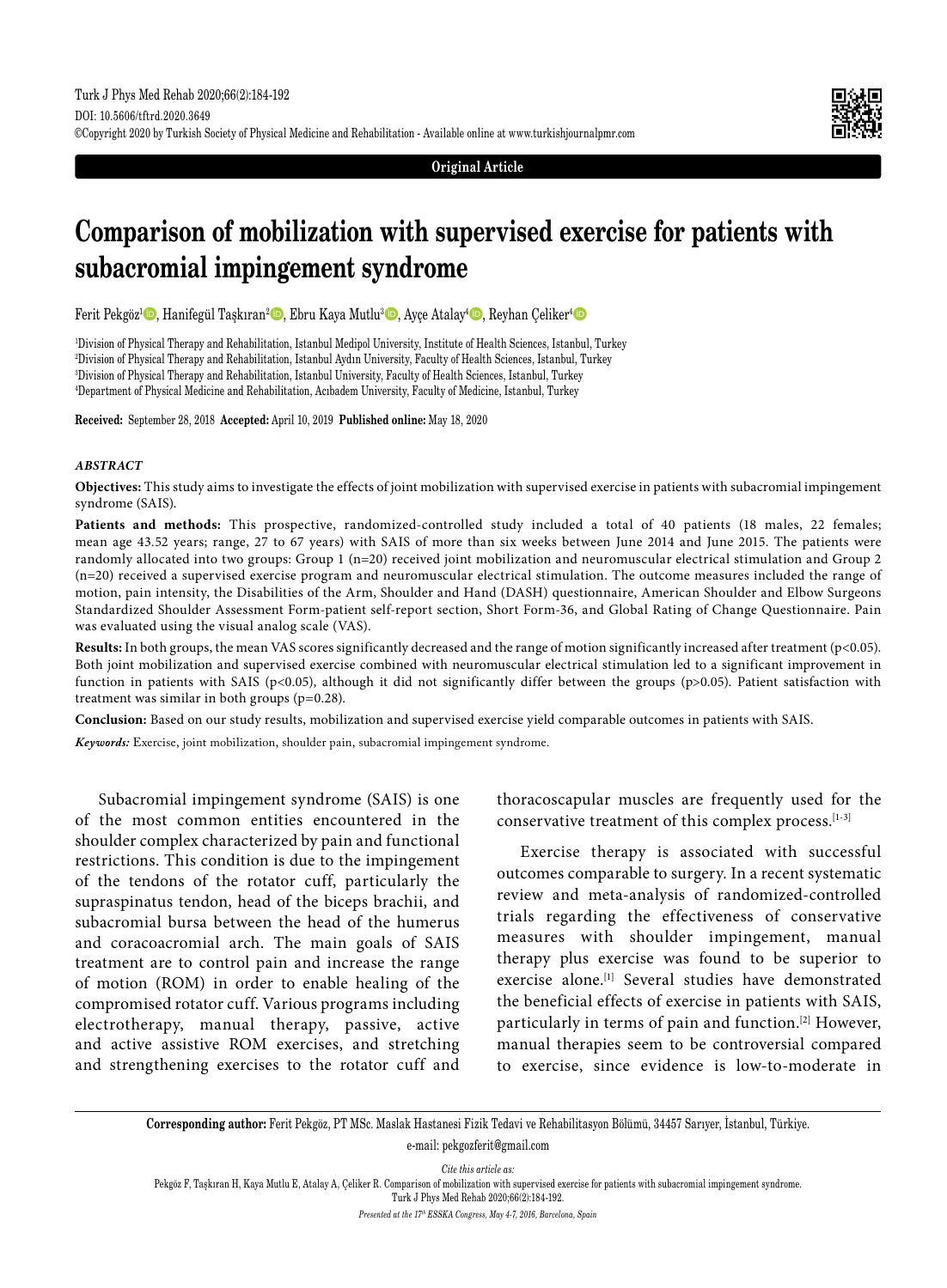Original Article

# Comparison of mobilization with supervised exercise for patients with subacromial impingement syndrome

Ferit Pekgöz[1], Hanifegül Taşkıran[2], Ebru Kaya Mutlu[3], Ayçe Atalay[4], Reyhan Çeliker[4]

[1]Division of Physical Therapy and Rehabilitation, Istanbul Medipol University, Institute of Health Sciences, Istanbul, Turkey
[2]Division of Physical Therapy and Rehabilitation, Istanbul Aydın University, Faculty of Health Sciences, Istanbul, Turkey
[3]Division of Physical Therapy and Rehabilitation, Istanbul University, Faculty of Health Sciences, Istanbul, Turkey
[4]Department of Physical Medicine and Rehabilitation, Acıbadem University, Faculty of Medicine, Istanbul, Turkey

**Received:** September 28, 2018 **Accepted:** April 10, 2019 **Published online:** May 18, 2020

### *ABSTRACT*

**Objectives:** This study aims to investigate the effects of joint mobilization with supervised exercise in patients with subacromial impingement syndrome (SAIS).

**Patients and methods:** This prospective, randomized-controlled study included a total of 40 patients (18 males, 22 females; mean age 43.52 years; range, 27 to 67 years) with SAIS of more than six weeks between June 2014 and June 2015. The patients were randomly allocated into two groups: Group 1 (n=20) received joint mobilization and neuromuscular electrical stimulation and Group 2 (n=20) received a supervised exercise program and neuromuscular electrical stimulation. The outcome measures included the range of motion, pain intensity, the Disabilities of the Arm, Shoulder and Hand (DASH) questionnaire, American Shoulder and Elbow Surgeons Standardized Shoulder Assessment Form-patient self-report section, Short Form-36, and Global Rating of Change Questionnaire. Pain was evaluated using the visual analog scale (VAS).

**Results:** In both groups, the mean VAS scores significantly decreased and the range of motion significantly increased after treatment ($p<0.05$). Both joint mobilization and supervised exercise combined with neuromuscular electrical stimulation led to a significant improvement in function in patients with SAIS ($p<0.05$), although it did not significantly differ between the groups ($p>0.05$). Patient satisfaction with treatment was similar in both groups ($p=0.28$).

**Conclusion:** Based on our study results, mobilization and supervised exercise yield comparable outcomes in patients with SAIS.

***Keywords:*** Exercise, joint mobilization, shoulder pain, subacromial impingement syndrome.

Subacromial impingement syndrome (SAIS) is one of the most common entities encountered in the shoulder complex characterized by pain and functional restrictions. This condition is due to the impingement of the tendons of the rotator cuff, particularly the supraspinatus tendon, head of the biceps brachii, and subacromial bursa between the head of the humerus and coracoacromial arch. The main goals of SAIS treatment are to control pain and increase the range of motion (ROM) in order to enable healing of the compromised rotator cuff. Various programs including electrotherapy, manual therapy, passive, active and active assistive ROM exercises, and stretching and strengthening exercises to the rotator cuff and thoracoscapular muscles are frequently used for the conservative treatment of this complex process.[1-3]

Exercise therapy is associated with successful outcomes comparable to surgery. In a recent systematic review and meta-analysis of randomized-controlled trials regarding the effectiveness of conservative measures with shoulder impingement, manual therapy plus exercise was found to be superior to exercise alone.[1] Several studies have demonstrated the beneficial effects of exercise in patients with SAIS, particularly in terms of pain and function.[2] However, manual therapies seem to be controversial compared to exercise, since evidence is low-to-moderate in

**Corresponding author:** Ferit Pekgöz, PT MSc. Maslak Hastanesi Fizik Tedavi ve Rehabilitasyon Bölümü, 34457 Sarıyer, İstanbul, Türkiye.
e-mail: pekgozferit@gmail.com

*Cite this article as:*
Pekgöz F, Taşkıran H, Kaya Mutlu E, Atalay A, Çeliker R. Comparison of mobilization with supervised exercise for patients with subacromial impingement syndrome. Turk J Phys Med Rehab 2020;66(2):184-192.

*Presented at the 17th ESSKA Congress, May 4-7, 2016, Barcelona, Spain*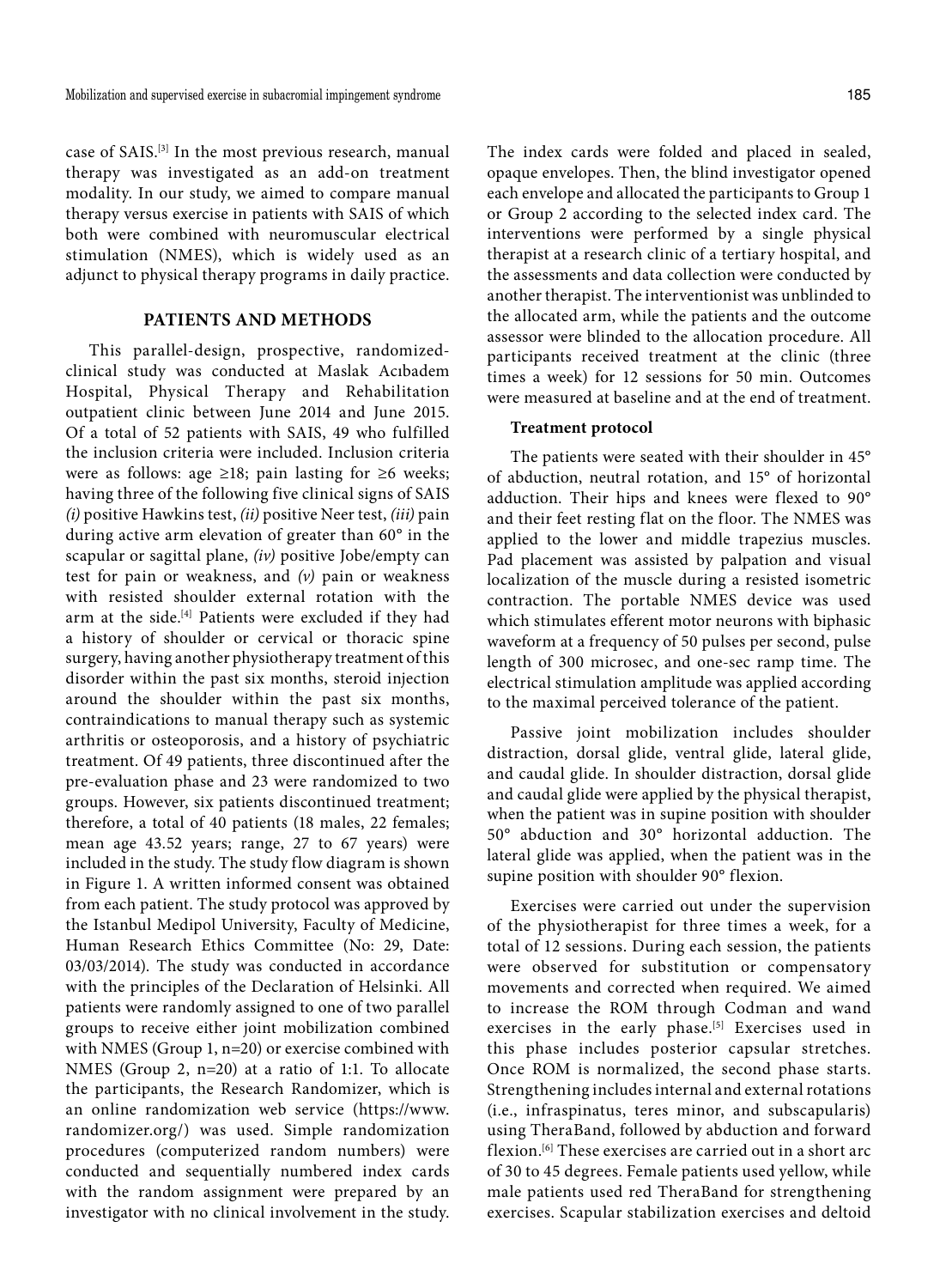case of SAIS.[3] In the most previous research, manual therapy was investigated as an add-on treatment modality. In our study, we aimed to compare manual therapy versus exercise in patients with SAIS of which both were combined with neuromuscular electrical stimulation (NMES), which is widely used as an adjunct to physical therapy programs in daily practice.

## PATIENTS AND METHODS

This parallel-design, prospective, randomized-clinical study was conducted at Maslak Acıbadem Hospital, Physical Therapy and Rehabilitation outpatient clinic between June 2014 and June 2015. Of a total of 52 patients with SAIS, 49 who fulfilled the inclusion criteria were included. Inclusion criteria were as follows: age ≥18; pain lasting for ≥6 weeks; having three of the following five clinical signs of SAIS *(i)* positive Hawkins test, *(ii)* positive Neer test, *(iii)* pain during active arm elevation of greater than 60° in the scapular or sagittal plane, *(iv)* positive Jobe/empty can test for pain or weakness, and *(v)* pain or weakness with resisted shoulder external rotation with the arm at the side.[4] Patients were excluded if they had a history of shoulder or cervical or thoracic spine surgery, having another physiotherapy treatment of this disorder within the past six months, steroid injection around the shoulder within the past six months, contraindications to manual therapy such as systemic arthritis or osteoporosis, and a history of psychiatric treatment. Of 49 patients, three discontinued after the pre-evaluation phase and 23 were randomized to two groups. However, six patients discontinued treatment; therefore, a total of 40 patients (18 males, 22 females; mean age 43.52 years; range, 27 to 67 years) were included in the study. The study flow diagram is shown in Figure 1. A written informed consent was obtained from each patient. The study protocol was approved by the Istanbul Medipol University, Faculty of Medicine, Human Research Ethics Committee (No: 29, Date: 03/03/2014). The study was conducted in accordance with the principles of the Declaration of Helsinki. All patients were randomly assigned to one of two parallel groups to receive either joint mobilization combined with NMES (Group 1, n=20) or exercise combined with NMES (Group 2, n=20) at a ratio of 1:1. To allocate the participants, the Research Randomizer, which is an online randomization web service (https://www.randomizer.org/) was used. Simple randomization procedures (computerized random numbers) were conducted and sequentially numbered index cards with the random assignment were prepared by an investigator with no clinical involvement in the study. The index cards were folded and placed in sealed, opaque envelopes. Then, the blind investigator opened each envelope and allocated the participants to Group 1 or Group 2 according to the selected index card. The interventions were performed by a single physical therapist at a research clinic of a tertiary hospital, and the assessments and data collection were conducted by another therapist. The interventionist was unblinded to the allocated arm, while the patients and the outcome assessor were blinded to the allocation procedure. All participants received treatment at the clinic (three times a week) for 12 sessions for 50 min. Outcomes were measured at baseline and at the end of treatment.

### Treatment protocol

The patients were seated with their shoulder in 45° of abduction, neutral rotation, and 15° of horizontal adduction. Their hips and knees were flexed to 90° and their feet resting flat on the floor. The NMES was applied to the lower and middle trapezius muscles. Pad placement was assisted by palpation and visual localization of the muscle during a resisted isometric contraction. The portable NMES device was used which stimulates efferent motor neurons with biphasic waveform at a frequency of 50 pulses per second, pulse length of 300 microsec, and one-sec ramp time. The electrical stimulation amplitude was applied according to the maximal perceived tolerance of the patient.

Passive joint mobilization includes shoulder distraction, dorsal glide, ventral glide, lateral glide, and caudal glide. In shoulder distraction, dorsal glide and caudal glide were applied by the physical therapist, when the patient was in supine position with shoulder 50° abduction and 30° horizontal adduction. The lateral glide was applied, when the patient was in the supine position with shoulder 90° flexion.

Exercises were carried out under the supervision of the physiotherapist for three times a week, for a total of 12 sessions. During each session, the patients were observed for substitution or compensatory movements and corrected when required. We aimed to increase the ROM through Codman and wand exercises in the early phase.[5] Exercises used in this phase includes posterior capsular stretches. Once ROM is normalized, the second phase starts. Strengthening includes internal and external rotations (i.e., infraspinatus, teres minor, and subscapularis) using TheraBand, followed by abduction and forward flexion.[6] These exercises are carried out in a short arc of 30 to 45 degrees. Female patients used yellow, while male patients used red TheraBand for strengthening exercises. Scapular stabilization exercises and deltoid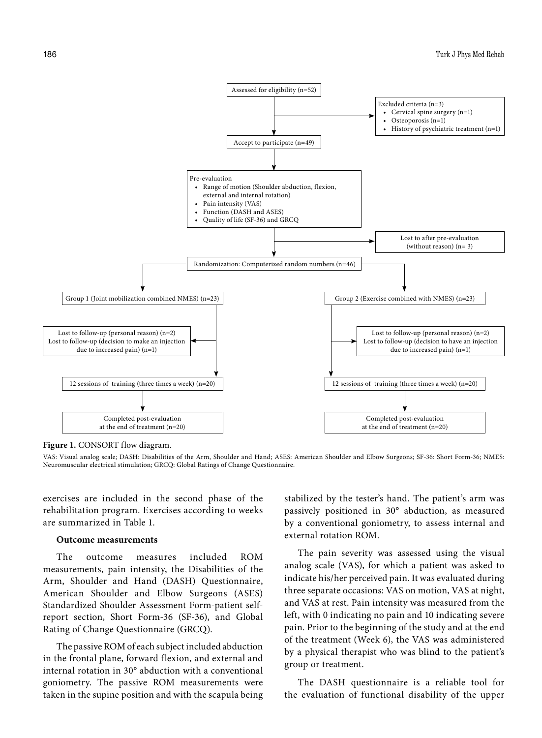Assessed for eligibility (n=52)

Excluded criteria (n=3)
- Cervical spine surgery (n=1)
- Osteoporosis (n=1)
- History of psychiatric treatment (n=1)

Accept to participate (n=49)

Pre-evaluation
- Range of motion (Shoulder abduction, flexion, external and internal rotation)
- Pain intensity (VAS)
- Function (DASH and ASES)
- Quality of life (SF-36) and GRCQ

Lost to after pre-evaluation (without reason) (n= 3)

Randomization: Computerized random numbers (n=46)

Group 1 (Joint mobilization combined NMES) (n=23)

Group 2 (Exercise combined with NMES) (n=23)

Lost to follow-up (personal reason) (n=2)
Lost to follow-up (decision to make an injection due to increased pain) (n=1)

Lost to follow-up (personal reason) (n=2)
Lost to follow-up (decision to have an injection due to increased pain) (n=1)

12 sessions of training (three times a week) (n=20)

12 sessions of training (three times a week) (n=20)

Completed post-evaluation at the end of treatment (n=20)

Completed post-evaluation at the end of treatment (n=20)

**Figure 1.** CONSORT flow diagram.

VAS: Visual analog scale; DASH: Disabilities of the Arm, Shoulder and Hand; ASES: American Shoulder and Elbow Surgeons; SF-36: Short Form-36; NMES: Neuromuscular electrical stimulation; GRCQ: Global Ratings of Change Questionnaire.

exercises are included in the second phase of the rehabilitation program. Exercises according to weeks are summarized in Table 1.

### Outcome measurements

The outcome measures included ROM measurements, pain intensity, the Disabilities of the Arm, Shoulder and Hand (DASH) Questionnaire, American Shoulder and Elbow Surgeons (ASES) Standardized Shoulder Assessment Form-patient self-report section, Short Form-36 (SF-36), and Global Rating of Change Questionnaire (GRCQ).

The passive ROM of each subject included abduction in the frontal plane, forward flexion, and external and internal rotation in 30° abduction with a conventional goniometry. The passive ROM measurements were taken in the supine position and with the scapula being stabilized by the tester's hand. The patient's arm was passively positioned in 30° abduction, as measured by a conventional goniometry, to assess internal and external rotation ROM.

The pain severity was assessed using the visual analog scale (VAS), for which a patient was asked to indicate his/her perceived pain. It was evaluated during three separate occasions: VAS on motion, VAS at night, and VAS at rest. Pain intensity was measured from the left, with 0 indicating no pain and 10 indicating severe pain. Prior to the beginning of the study and at the end of the treatment (Week 6), the VAS was administered by a physical therapist who was blind to the patient's group or treatment.

The DASH questionnaire is a reliable tool for the evaluation of functional disability of the upper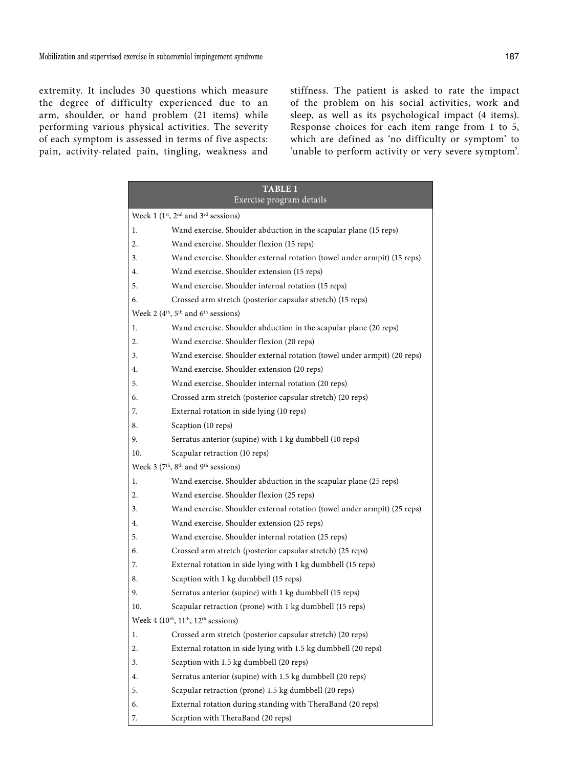extremity. It includes 30 questions which measure the degree of difficulty experienced due to an arm, shoulder, or hand problem (21 items) while performing various physical activities. The severity of each symptom is assessed in terms of five aspects: pain, activity-related pain, tingling, weakness and stiffness. The patient is asked to rate the impact of the problem on his social activities, work and sleep, as well as its psychological impact (4 items). Response choices for each item range from 1 to 5, which are defined as 'no difficulty or symptom' to 'unable to perform activity or very severe symptom'.

**TABLE 1**
Exercise program details

| | |
|---|---|
| **Week 1 (1st, 2nd and 3rd sessions)** | |
| 1. | Wand exercise. Shoulder abduction in the scapular plane (15 reps) |
| 2. | Wand exercise. Shoulder flexion (15 reps) |
| 3. | Wand exercise. Shoulder external rotation (towel under armpit) (15 reps) |
| 4. | Wand exercise. Shoulder extension (15 reps) |
| 5. | Wand exercise. Shoulder internal rotation (15 reps) |
| 6. | Crossed arm stretch (posterior capsular stretch) (15 reps) |
| **Week 2 (4th, 5th and 6th sessions)** | |
| 1. | Wand exercise. Shoulder abduction in the scapular plane (20 reps) |
| 2. | Wand exercise. Shoulder flexion (20 reps) |
| 3. | Wand exercise. Shoulder external rotation (towel under armpit) (20 reps) |
| 4. | Wand exercise. Shoulder extension (20 reps) |
| 5. | Wand exercise. Shoulder internal rotation (20 reps) |
| 6. | Crossed arm stretch (posterior capsular stretch) (20 reps) |
| 7. | External rotation in side lying (10 reps) |
| 8. | Scaption (10 reps) |
| 9. | Serratus anterior (supine) with 1 kg dumbbell (10 reps) |
| 10. | Scapular retraction (10 reps) |
| **Week 3 (7th, 8th and 9th sessions)** | |
| 1. | Wand exercise. Shoulder abduction in the scapular plane (25 reps) |
| 2. | Wand exercise. Shoulder flexion (25 reps) |
| 3. | Wand exercise. Shoulder external rotation (towel under armpit) (25 reps) |
| 4. | Wand exercise. Shoulder extension (25 reps) |
| 5. | Wand exercise. Shoulder internal rotation (25 reps) |
| 6. | Crossed arm stretch (posterior capsular stretch) (25 reps) |
| 7. | External rotation in side lying with 1 kg dumbbell (15 reps) |
| 8. | Scaption with 1 kg dumbbell (15 reps) |
| 9. | Serratus anterior (supine) with 1 kg dumbbell (15 reps) |
| 10. | Scapular retraction (prone) with 1 kg dumbbell (15 reps) |
| **Week 4 (10th, 11th, 12th sessions)** | |
| 1. | Crossed arm stretch (posterior capsular stretch) (20 reps) |
| 2. | External rotation in side lying with 1.5 kg dumbbell (20 reps) |
| 3. | Scaption with 1.5 kg dumbbell (20 reps) |
| 4. | Serratus anterior (supine) with 1.5 kg dumbbell (20 reps) |
| 5. | Scapular retraction (prone) 1.5 kg dumbbell (20 reps) |
| 6. | External rotation during standing with TheraBand (20 reps) |
| 7. | Scaption with TheraBand (20 reps) |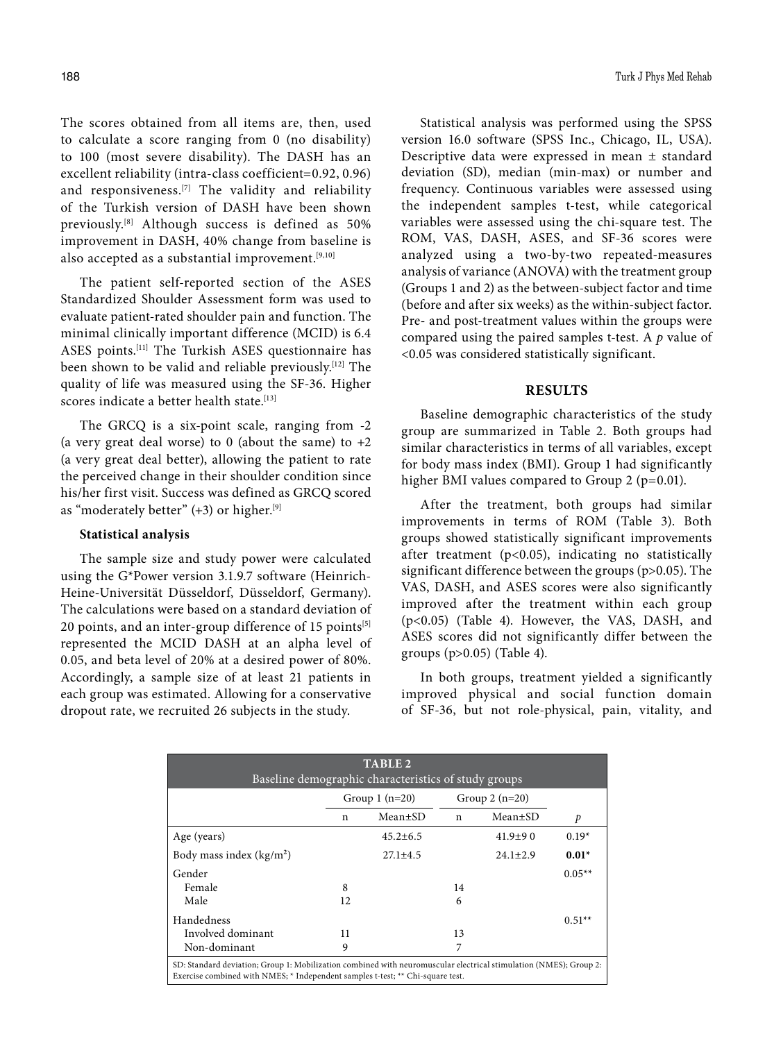The scores obtained from all items are, then, used to calculate a score ranging from 0 (no disability) to 100 (most severe disability). The DASH has an excellent reliability (intra-class coefficient=0.92, 0.96) and responsiveness.[7] The validity and reliability of the Turkish version of DASH have been shown previously.[8] Although success is defined as 50% improvement in DASH, 40% change from baseline is also accepted as a substantial improvement.[9,10]

The patient self-reported section of the ASES Standardized Shoulder Assessment form was used to evaluate patient-rated shoulder pain and function. The minimal clinically important difference (MCID) is 6.4 ASES points.[11] The Turkish ASES questionnaire has been shown to be valid and reliable previously.[12] The quality of life was measured using the SF-36. Higher scores indicate a better health state.[13]

The GRCQ is a six-point scale, ranging from -2 (a very great deal worse) to 0 (about the same) to +2 (a very great deal better), allowing the patient to rate the perceived change in their shoulder condition since his/her first visit. Success was defined as GRCQ scored as "moderately better" (+3) or higher.[9]

### Statistical analysis

The sample size and study power were calculated using the G*Power version 3.1.9.7 software (Heinrich-Heine-Universität Düsseldorf, Düsseldorf, Germany). The calculations were based on a standard deviation of 20 points, and an inter-group difference of 15 points[5] represented the MCID DASH at an alpha level of 0.05, and beta level of 20% at a desired power of 80%. Accordingly, a sample size of at least 21 patients in each group was estimated. Allowing for a conservative dropout rate, we recruited 26 subjects in the study.

Statistical analysis was performed using the SPSS version 16.0 software (SPSS Inc., Chicago, IL, USA). Descriptive data were expressed in mean ± standard deviation (SD), median (min-max) or number and frequency. Continuous variables were assessed using the independent samples t-test, while categorical variables were assessed using the chi-square test. The ROM, VAS, DASH, ASES, and SF-36 scores were analyzed using a two-by-two repeated-measures analysis of variance (ANOVA) with the treatment group (Groups 1 and 2) as the between-subject factor and time (before and after six weeks) as the within-subject factor. Pre- and post-treatment values within the groups were compared using the paired samples t-test. A $p$ value of <0.05 was considered statistically significant.

## RESULTS

Baseline demographic characteristics of the study group are summarized in Table 2. Both groups had similar characteristics in terms of all variables, except for body mass index (BMI). Group 1 had significantly higher BMI values compared to Group 2 (p=0.01).

After the treatment, both groups had similar improvements in terms of ROM (Table 3). Both groups showed statistically significant improvements after treatment (p<0.05), indicating no statistically significant difference between the groups (p>0.05). The VAS, DASH, and ASES scores were also significantly improved after the treatment within each group (p<0.05) (Table 4). However, the VAS, DASH, and ASES scores did not significantly differ between the groups (p>0.05) (Table 4).

In both groups, treatment yielded a significantly improved physical and social function domain of SF-36, but not role-physical, pain, vitality, and

**TABLE 2**
Baseline demographic characteristics of study groups

| | Group 1 (n=20) | | Group 2 (n=20) | | |
|---|---|---|---|---|---|
| | n | Mean±SD | n | Mean±SD | $p$ |
| Age (years) | | 45.2±6.5 | | 41.9±9 0 | 0.19* |
| Body mass index (kg/m²) | | 27.1±4.5 | | 24.1±2.9 | **0.01*** |
| Gender | | | | | 0.05** |
| Female | 8 | | 14 | | |
| Male | 12 | | 6 | | |
| Handedness | | | | | 0.51** |
| Involved dominant | 11 | | 13 | | |
| Non-dominant | 9 | | 7 | | |

SD: Standard deviation; Group 1: Mobilization combined with neuromuscular electrical stimulation (NMES); Group 2: Exercise combined with NMES; * Independent samples t-test; ** Chi-square test.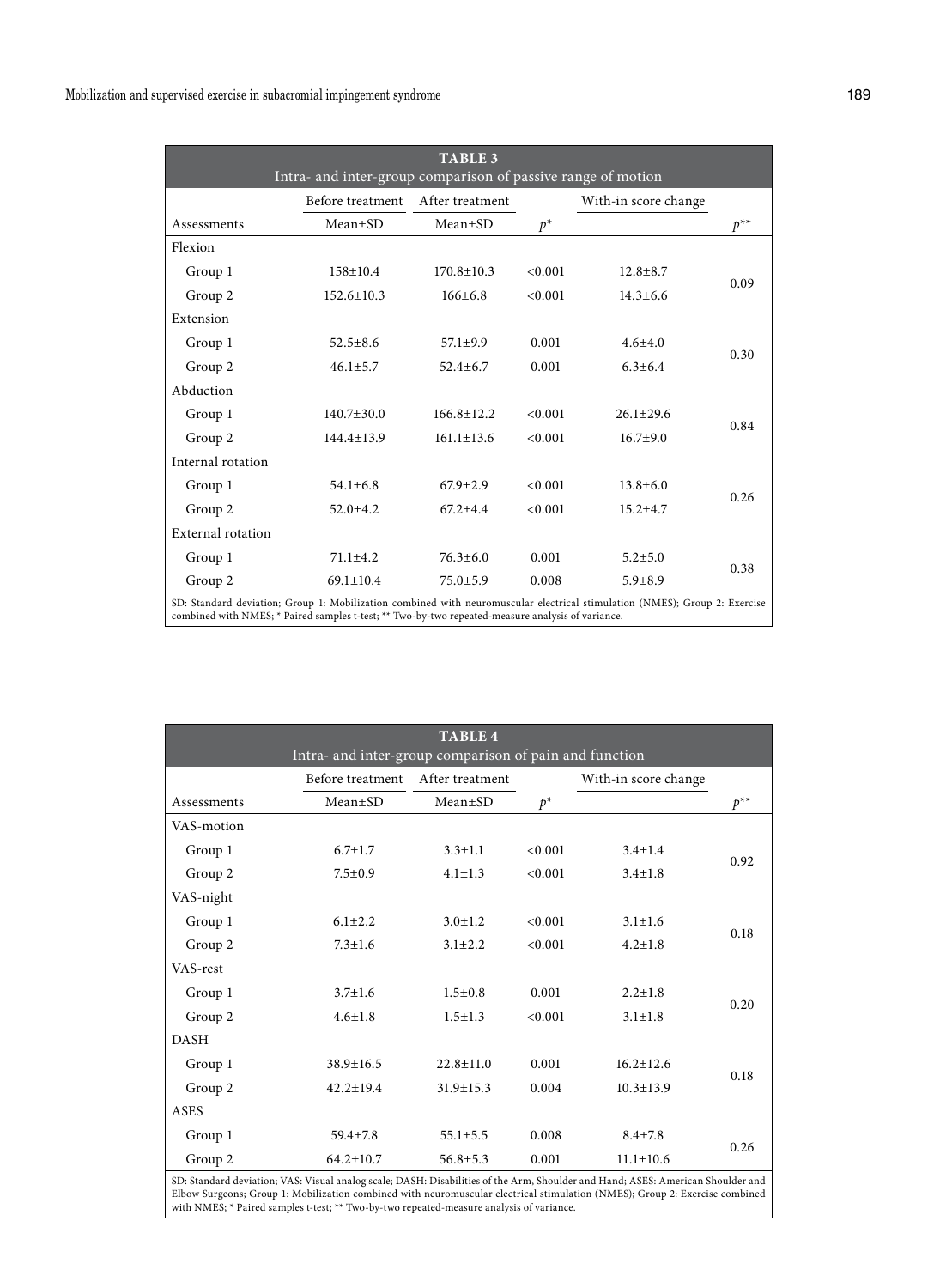**TABLE 3**
Intra- and inter-group comparison of passive range of motion

| | Before treatment | After treatment | | With-in score change | |
|---|---|---|---|---|---|
| Assessments | Mean±SD | Mean±SD | $p^*$ | | $p^{**}$ |
| Flexion | | | | | |
| Group 1 | 158±10.4 | 170.8±10.3 | <0.001 | 12.8±8.7 | 0.09 |
| Group 2 | 152.6±10.3 | 166±6.8 | <0.001 | 14.3±6.6 | |
| Extension | | | | | |
| Group 1 | 52.5±8.6 | 57.1±9.9 | 0.001 | 4.6±4.0 | 0.30 |
| Group 2 | 46.1±5.7 | 52.4±6.7 | 0.001 | 6.3±6.4 | |
| Abduction | | | | | |
| Group 1 | 140.7±30.0 | 166.8±12.2 | <0.001 | 26.1±29.6 | 0.84 |
| Group 2 | 144.4±13.9 | 161.1±13.6 | <0.001 | 16.7±9.0 | |
| Internal rotation | | | | | |
| Group 1 | 54.1±6.8 | 67.9±2.9 | <0.001 | 13.8±6.0 | 0.26 |
| Group 2 | 52.0±4.2 | 67.2±4.4 | <0.001 | 15.2±4.7 | |
| External rotation | | | | | |
| Group 1 | 71.1±4.2 | 76.3±6.0 | 0.001 | 5.2±5.0 | 0.38 |
| Group 2 | 69.1±10.4 | 75.0±5.9 | 0.008 | 5.9±8.9 | |

SD: Standard deviation; Group 1: Mobilization combined with neuromuscular electrical stimulation (NMES); Group 2: Exercise combined with NMES; * Paired samples t-test; ** Two-by-two repeated-measure analysis of variance.

**TABLE 4**
Intra- and inter-group comparison of pain and function

| | Before treatment | After treatment | | With-in score change | |
|---|---|---|---|---|---|
| Assessments | Mean±SD | Mean±SD | $p^*$ | | $p^{**}$ |
| VAS-motion | | | | | |
| Group 1 | 6.7±1.7 | 3.3±1.1 | <0.001 | 3.4±1.4 | 0.92 |
| Group 2 | 7.5±0.9 | 4.1±1.3 | <0.001 | 3.4±1.8 | |
| VAS-night | | | | | |
| Group 1 | 6.1±2.2 | 3.0±1.2 | <0.001 | 3.1±1.6 | 0.18 |
| Group 2 | 7.3±1.6 | 3.1±2.2 | <0.001 | 4.2±1.8 | |
| VAS-rest | | | | | |
| Group 1 | 3.7±1.6 | 1.5±0.8 | 0.001 | 2.2±1.8 | 0.20 |
| Group 2 | 4.6±1.8 | 1.5±1.3 | <0.001 | 3.1±1.8 | |
| DASH | | | | | |
| Group 1 | 38.9±16.5 | 22.8±11.0 | 0.001 | 16.2±12.6 | 0.18 |
| Group 2 | 42.2±19.4 | 31.9±15.3 | 0.004 | 10.3±13.9 | |
| ASES | | | | | |
| Group 1 | 59.4±7.8 | 55.1±5.5 | 0.008 | 8.4±7.8 | 0.26 |
| Group 2 | 64.2±10.7 | 56.8±5.3 | 0.001 | 11.1±10.6 | |

SD: Standard deviation; VAS: Visual analog scale; DASH: Disabilities of the Arm, Shoulder and Hand; ASES: American Shoulder and Elbow Surgeons; Group 1: Mobilization combined with neuromuscular electrical stimulation (NMES); Group 2: Exercise combined with NMES; * Paired samples t-test; ** Two-by-two repeated-measure analysis of variance.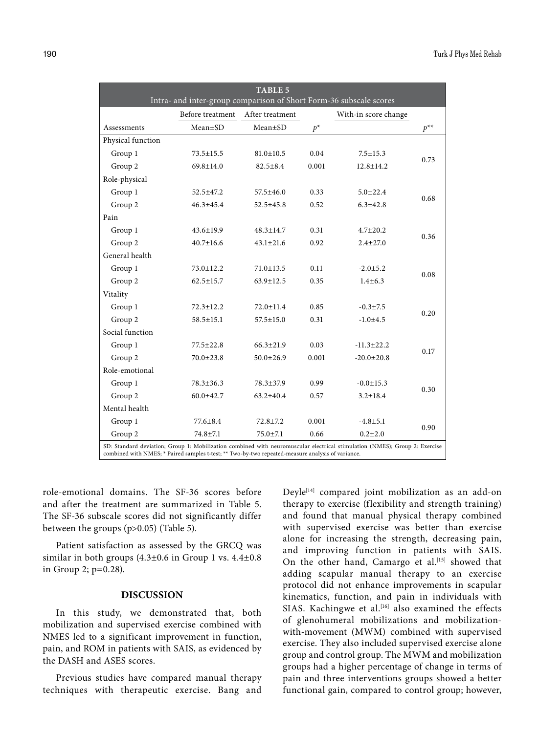**TABLE 5**
Intra- and inter-group comparison of Short Form-36 subscale scores

| | Before treatment | After treatment | | With-in score change | |
|---|---|---|---|---|---|
| Assessments | Mean±SD | Mean±SD | $p$* | | $p$** |
| Physical function | | | | | |
| Group 1 | 73.5±15.5 | 81.0±10.5 | 0.04 | 7.5±15.3 | 0.73 |
| Group 2 | 69.8±14.0 | 82.5±8.4 | 0.001 | 12.8±14.2 | |
| Role-physical | | | | | |
| Group 1 | 52.5±47.2 | 57.5±46.0 | 0.33 | 5.0±22.4 | 0.68 |
| Group 2 | 46.3±45.4 | 52.5±45.8 | 0.52 | 6.3±42.8 | |
| Pain | | | | | |
| Group 1 | 43.6±19.9 | 48.3±14.7 | 0.31 | 4.7±20.2 | 0.36 |
| Group 2 | 40.7±16.6 | 43.1±21.6 | 0.92 | 2.4±27.0 | |
| General health | | | | | |
| Group 1 | 73.0±12.2 | 71.0±13.5 | 0.11 | -2.0±5.2 | 0.08 |
| Group 2 | 62.5±15.7 | 63.9±12.5 | 0.35 | 1.4±6.3 | |
| Vitality | | | | | |
| Group 1 | 72.3±12.2 | 72.0±11.4 | 0.85 | -0.3±7.5 | 0.20 |
| Group 2 | 58.5±15.1 | 57.5±15.0 | 0.31 | -1.0±4.5 | |
| Social function | | | | | |
| Group 1 | 77.5±22.8 | 66.3±21.9 | 0.03 | -11.3±22.2 | 0.17 |
| Group 2 | 70.0±23.8 | 50.0±26.9 | 0.001 | -20.0±20.8 | |
| Role-emotional | | | | | |
| Group 1 | 78.3±36.3 | 78.3±37.9 | 0.99 | -0.0±15.3 | 0.30 |
| Group 2 | 60.0±42.7 | 63.2±40.4 | 0.57 | 3.2±18.4 | |
| Mental health | | | | | |
| Group 1 | 77.6±8.4 | 72.8±7.2 | 0.001 | -4.8±5.1 | 0.90 |
| Group 2 | 74.8±7.1 | 75.0±7.1 | 0.66 | 0.2±2.0 | |

SD: Standard deviation; Group 1: Mobilization combined with neuromuscular electrical stimulation (NMES); Group 2: Exercise combined with NMES; * Paired samples t-test; ** Two-by-two repeated-measure analysis of variance.

role-emotional domains. The SF-36 scores before and after the treatment are summarized in Table 5. The SF-36 subscale scores did not significantly differ between the groups (p>0.05) (Table 5).

Patient satisfaction as assessed by the GRCQ was similar in both groups (4.3±0.6 in Group 1 vs. 4.4±0.8 in Group 2; p=0.28).

## DISCUSSION

In this study, we demonstrated that, both mobilization and supervised exercise combined with NMES led to a significant improvement in function, pain, and ROM in patients with SAIS, as evidenced by the DASH and ASES scores.

Previous studies have compared manual therapy techniques with therapeutic exercise. Bang and Deyle[14] compared joint mobilization as an add-on therapy to exercise (flexibility and strength training) and found that manual physical therapy combined with supervised exercise was better than exercise alone for increasing the strength, decreasing pain, and improving function in patients with SAIS. On the other hand, Camargo et al.[15] showed that adding scapular manual therapy to an exercise protocol did not enhance improvements in scapular kinematics, function, and pain in individuals with SIAS. Kachingwe et al.[16] also examined the effects of glenohumeral mobilizations and mobilization-with-movement (MWM) combined with supervised exercise. They also included supervised exercise alone group and control group. The MWM and mobilization groups had a higher percentage of change in terms of pain and three interventions groups showed a better functional gain, compared to control group; however,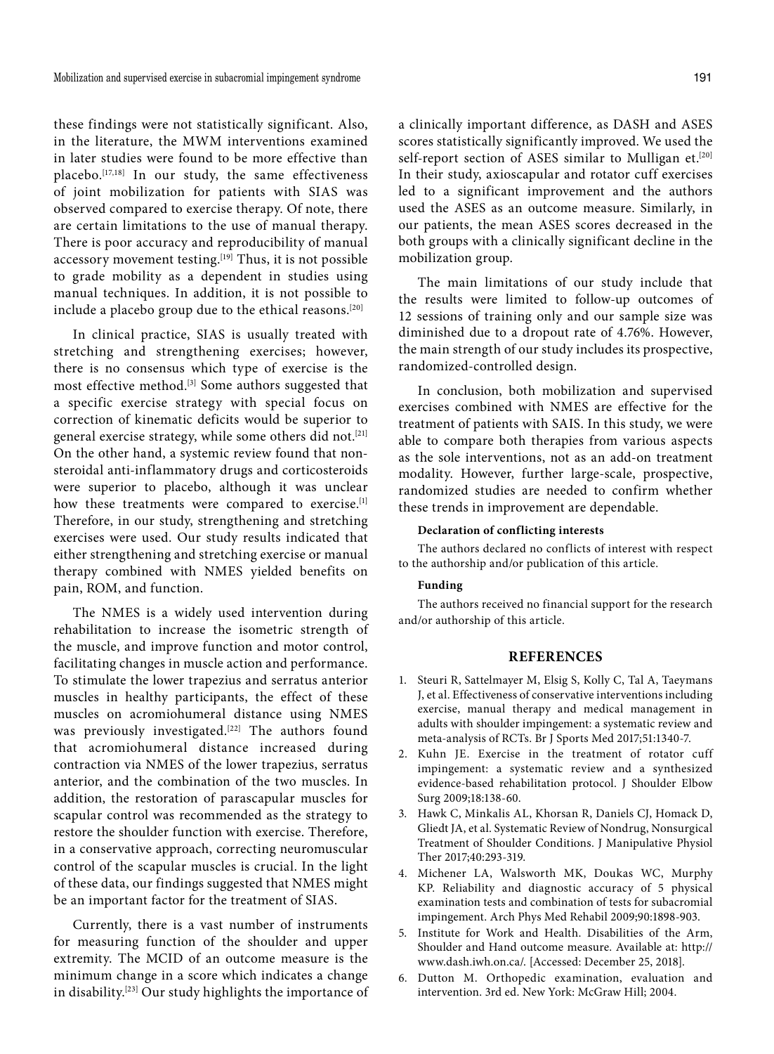these findings were not statistically significant. Also, in the literature, the MWM interventions examined in later studies were found to be more effective than placebo.[17,18] In our study, the same effectiveness of joint mobilization for patients with SIAS was observed compared to exercise therapy. Of note, there are certain limitations to the use of manual therapy. There is poor accuracy and reproducibility of manual accessory movement testing.[19] Thus, it is not possible to grade mobility as a dependent in studies using manual techniques. In addition, it is not possible to include a placebo group due to the ethical reasons.[20]

In clinical practice, SIAS is usually treated with stretching and strengthening exercises; however, there is no consensus which type of exercise is the most effective method.[3] Some authors suggested that a specific exercise strategy with special focus on correction of kinematic deficits would be superior to general exercise strategy, while some others did not.[21] On the other hand, a systemic review found that non-steroidal anti-inflammatory drugs and corticosteroids were superior to placebo, although it was unclear how these treatments were compared to exercise.[1] Therefore, in our study, strengthening and stretching exercises were used. Our study results indicated that either strengthening and stretching exercise or manual therapy combined with NMES yielded benefits on pain, ROM, and function.

The NMES is a widely used intervention during rehabilitation to increase the isometric strength of the muscle, and improve function and motor control, facilitating changes in muscle action and performance. To stimulate the lower trapezius and serratus anterior muscles in healthy participants, the effect of these muscles on acromiohumeral distance using NMES was previously investigated.[22] The authors found that acromiohumeral distance increased during contraction via NMES of the lower trapezius, serratus anterior, and the combination of the two muscles. In addition, the restoration of parascapular muscles for scapular control was recommended as the strategy to restore the shoulder function with exercise. Therefore, in a conservative approach, correcting neuromuscular control of the scapular muscles is crucial. In the light of these data, our findings suggested that NMES might be an important factor for the treatment of SIAS.

Currently, there is a vast number of instruments for measuring function of the shoulder and upper extremity. The MCID of an outcome measure is the minimum change in a score which indicates a change in disability.[23] Our study highlights the importance of a clinically important difference, as DASH and ASES scores statistically significantly improved. We used the self-report section of ASES similar to Mulligan et.[20] In their study, axioscapular and rotator cuff exercises led to a significant improvement and the authors used the ASES as an outcome measure. Similarly, in our patients, the mean ASES scores decreased in the both groups with a clinically significant decline in the mobilization group.

The main limitations of our study include that the results were limited to follow-up outcomes of 12 sessions of training only and our sample size was diminished due to a dropout rate of 4.76%. However, the main strength of our study includes its prospective, randomized-controlled design.

In conclusion, both mobilization and supervised exercises combined with NMES are effective for the treatment of patients with SAIS. In this study, we were able to compare both therapies from various aspects as the sole interventions, not as an add-on treatment modality. However, further large-scale, prospective, randomized studies are needed to confirm whether these trends in improvement are dependable.

**Declaration of conflicting interests**

The authors declared no conflicts of interest with respect to the authorship and/or publication of this article.

**Funding**

The authors received no financial support for the research and/or authorship of this article.

## REFERENCES

1. Steuri R, Sattelmayer M, Elsig S, Kolly C, Tal A, Taeymans J, et al. Effectiveness of conservative interventions including exercise, manual therapy and medical management in adults with shoulder impingement: a systematic review and meta-analysis of RCTs. Br J Sports Med 2017;51:1340-7.
2. Kuhn JE. Exercise in the treatment of rotator cuff impingement: a systematic review and a synthesized evidence-based rehabilitation protocol. J Shoulder Elbow Surg 2009;18:138-60.
3. Hawk C, Minkalis AL, Khorsan R, Daniels CJ, Homack D, Gliedt JA, et al. Systematic Review of Nondrug, Nonsurgical Treatment of Shoulder Conditions. J Manipulative Physiol Ther 2017;40:293-319.
4. Michener LA, Walsworth MK, Doukas WC, Murphy KP. Reliability and diagnostic accuracy of 5 physical examination tests and combination of tests for subacromial impingement. Arch Phys Med Rehabil 2009;90:1898-903.
5. Institute for Work and Health. Disabilities of the Arm, Shoulder and Hand outcome measure. Available at: http://www.dash.iwh.on.ca/. [Accessed: December 25, 2018].
6. Dutton M. Orthopedic examination, evaluation and intervention. 3rd ed. New York: McGraw Hill; 2004.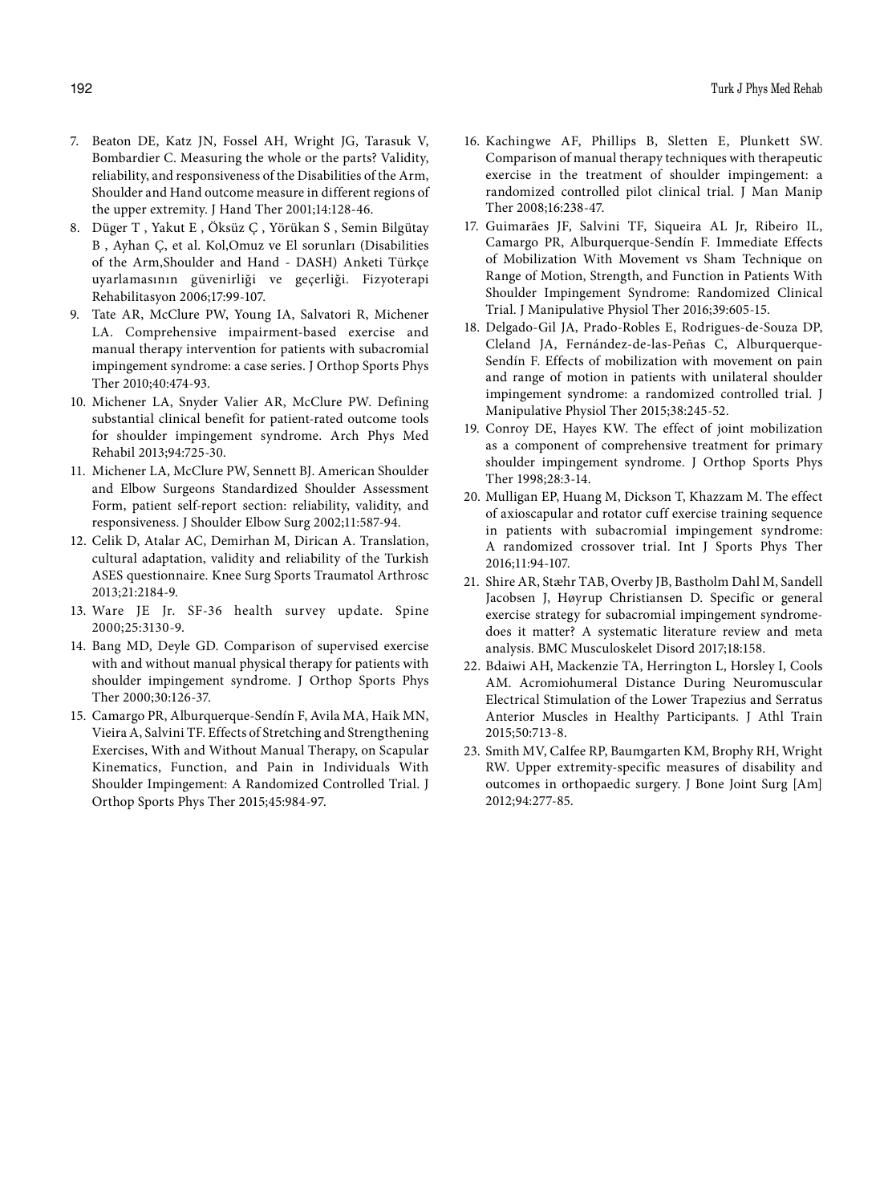7. Beaton DE, Katz JN, Fossel AH, Wright JG, Tarasuk V, Bombardier C. Measuring the whole or the parts? Validity, reliability, and responsiveness of the Disabilities of the Arm, Shoulder and Hand outcome measure in different regions of the upper extremity. J Hand Ther 2001;14:128-46.
8. Düger T , Yakut E , Öksüz Ç , Yörükan S , Semin Bilgütay B , Ayhan Ç, et al. Kol,Omuz ve El sorunları (Disabilities of the Arm,Shoulder and Hand - DASH) Anketi Türkçe uyarlamasının güvenirliği ve geçerliği. Fizyoterapi Rehabilitasyon 2006;17:99-107.
9. Tate AR, McClure PW, Young IA, Salvatori R, Michener LA. Comprehensive impairment-based exercise and manual therapy intervention for patients with subacromial impingement syndrome: a case series. J Orthop Sports Phys Ther 2010;40:474-93.
10. Michener LA, Snyder Valier AR, McClure PW. Defining substantial clinical benefit for patient-rated outcome tools for shoulder impingement syndrome. Arch Phys Med Rehabil 2013;94:725-30.
11. Michener LA, McClure PW, Sennett BJ. American Shoulder and Elbow Surgeons Standardized Shoulder Assessment Form, patient self-report section: reliability, validity, and responsiveness. J Shoulder Elbow Surg 2002;11:587-94.
12. Celik D, Atalar AC, Demirhan M, Dirican A. Translation, cultural adaptation, validity and reliability of the Turkish ASES questionnaire. Knee Surg Sports Traumatol Arthrosc 2013;21:2184-9.
13. Ware JE Jr. SF-36 health survey update. Spine 2000;25:3130-9.
14. Bang MD, Deyle GD. Comparison of supervised exercise with and without manual physical therapy for patients with shoulder impingement syndrome. J Orthop Sports Phys Ther 2000;30:126-37.
15. Camargo PR, Alburquerque-Sendín F, Avila MA, Haik MN, Vieira A, Salvini TF. Effects of Stretching and Strengthening Exercises, With and Without Manual Therapy, on Scapular Kinematics, Function, and Pain in Individuals With Shoulder Impingement: A Randomized Controlled Trial. J Orthop Sports Phys Ther 2015;45:984-97.
16. Kachingwe AF, Phillips B, Sletten E, Plunkett SW. Comparison of manual therapy techniques with therapeutic exercise in the treatment of shoulder impingement: a randomized controlled pilot clinical trial. J Man Manip Ther 2008;16:238-47.
17. Guimarães JF, Salvini TF, Siqueira AL Jr, Ribeiro IL, Camargo PR, Alburquerque-Sendín F. Immediate Effects of Mobilization With Movement vs Sham Technique on Range of Motion, Strength, and Function in Patients With Shoulder Impingement Syndrome: Randomized Clinical Trial. J Manipulative Physiol Ther 2016;39:605-15.
18. Delgado-Gil JA, Prado-Robles E, Rodrigues-de-Souza DP, Cleland JA, Fernández-de-las-Peñas C, Alburquerque-Sendín F. Effects of mobilization with movement on pain and range of motion in patients with unilateral shoulder impingement syndrome: a randomized controlled trial. J Manipulative Physiol Ther 2015;38:245-52.
19. Conroy DE, Hayes KW. The effect of joint mobilization as a component of comprehensive treatment for primary shoulder impingement syndrome. J Orthop Sports Phys Ther 1998;28:3-14.
20. Mulligan EP, Huang M, Dickson T, Khazzam M. The effect of axioscapular and rotator cuff exercise training sequence in patients with subacromial impingement syndrome: A randomized crossover trial. Int J Sports Phys Ther 2016;11:94-107.
21. Shire AR, Stæhr TAB, Overby JB, Bastholm Dahl M, Sandell Jacobsen J, Høyrup Christiansen D. Specific or general exercise strategy for subacromial impingement syndrome-does it matter? A systematic literature review and meta analysis. BMC Musculoskelet Disord 2017;18:158.
22. Bdaiwi AH, Mackenzie TA, Herrington L, Horsley I, Cools AM. Acromiohumeral Distance During Neuromuscular Electrical Stimulation of the Lower Trapezius and Serratus Anterior Muscles in Healthy Participants. J Athl Train 2015;50:713-8.
23. Smith MV, Calfee RP, Baumgarten KM, Brophy RH, Wright RW. Upper extremity-specific measures of disability and outcomes in orthopaedic surgery. J Bone Joint Surg [Am] 2012;94:277-85.